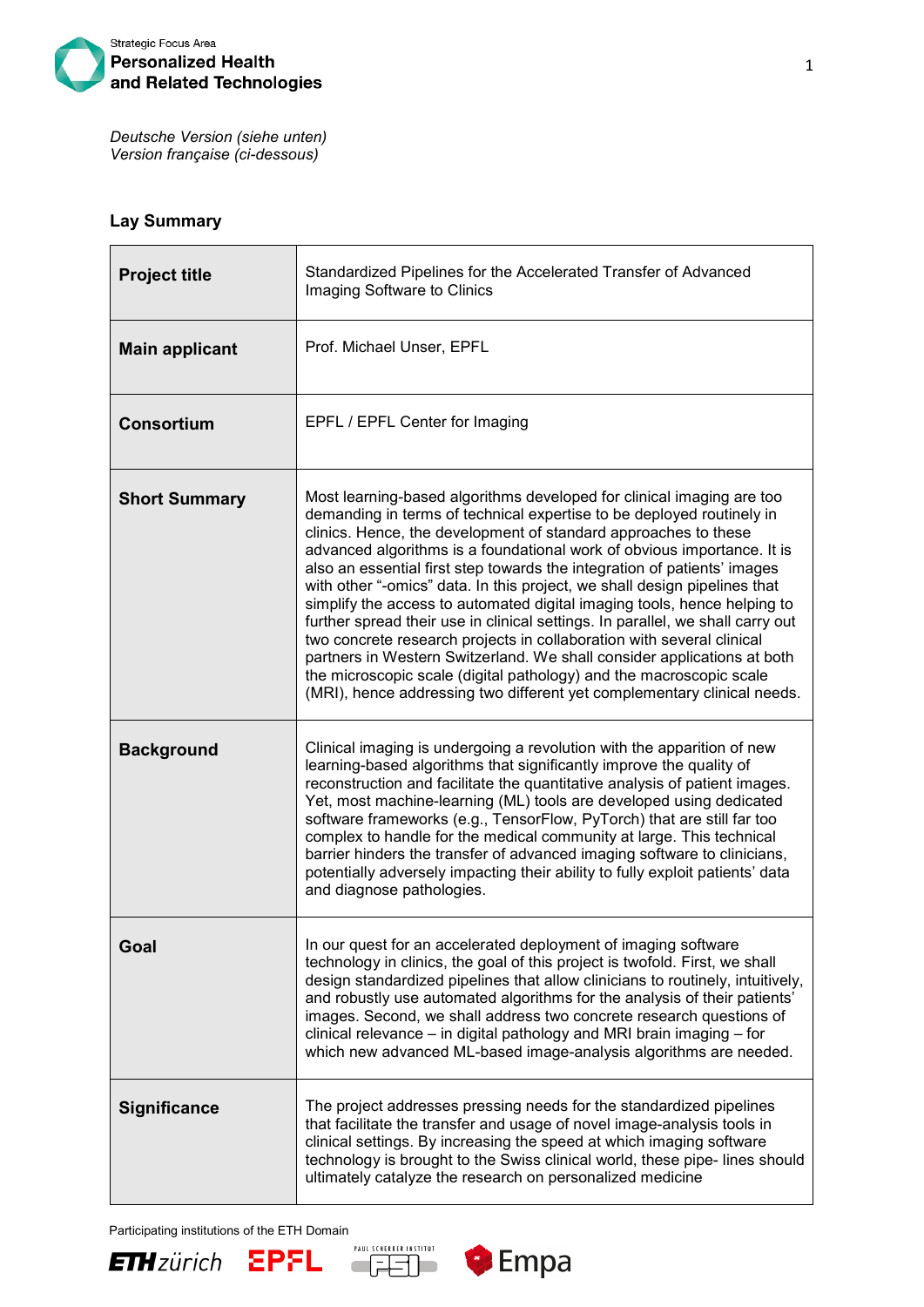Strategic Focus Area
**Personalized Health and Related Technologies**

*Deutsche Version (siehe unten)*
*Version française (ci-dessous)*

## Lay Summary

| | |
|---|---|
| **Project title** | Standardized Pipelines for the Accelerated Transfer of Advanced Imaging Software to Clinics |
| **Main applicant** | Prof. Michael Unser, EPFL |
| **Consortium** | EPFL / EPFL Center for Imaging |
| **Short Summary** | Most learning-based algorithms developed for clinical imaging are too demanding in terms of technical expertise to be deployed routinely in clinics. Hence, the development of standard approaches to these advanced algorithms is a foundational work of obvious importance. It is also an essential first step towards the integration of patients' images with other "-omics" data. In this project, we shall design pipelines that simplify the access to automated digital imaging tools, hence helping to further spread their use in clinical settings. In parallel, we shall carry out two concrete research projects in collaboration with several clinical partners in Western Switzerland. We shall consider applications at both the microscopic scale (digital pathology) and the macroscopic scale (MRI), hence addressing two different yet complementary clinical needs. |
| **Background** | Clinical imaging is undergoing a revolution with the apparition of new learning-based algorithms that significantly improve the quality of reconstruction and facilitate the quantitative analysis of patient images. Yet, most machine-learning (ML) tools are developed using dedicated software frameworks (e.g., TensorFlow, PyTorch) that are still far too complex to handle for the medical community at large. This technical barrier hinders the transfer of advanced imaging software to clinicians, potentially adversely impacting their ability to fully exploit patients' data and diagnose pathologies. |
| **Goal** | In our quest for an accelerated deployment of imaging software technology in clinics, the goal of this project is twofold. First, we shall design standardized pipelines that allow clinicians to routinely, intuitively, and robustly use automated algorithms for the analysis of their patients' images. Second, we shall address two concrete research questions of clinical relevance – in digital pathology and MRI brain imaging – for which new advanced ML-based image-analysis algorithms are needed. |
| **Significance** | The project addresses pressing needs for the standardized pipelines that facilitate the transfer and usage of novel image-analysis tools in clinical settings. By increasing the speed at which imaging software technology is brought to the Swiss clinical world, these pipe- lines should ultimately catalyze the research on personalized medicine |

Participating institutions of the ETH Domain

ETH zürich · EPFL · PAUL SCHERRER INSTITUT PSI · Empa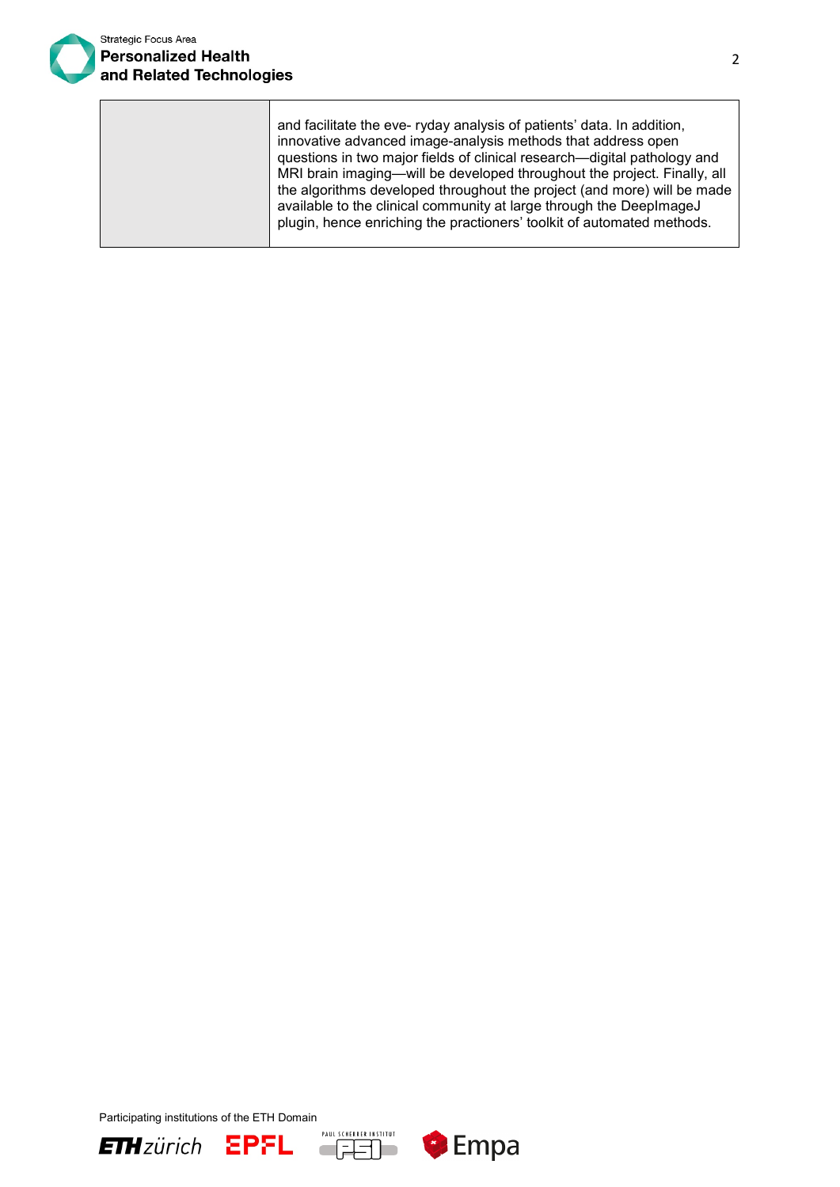|  | and facilitate the eve- ryday analysis of patients' data. In addition, innovative advanced image-analysis methods that address open questions in two major fields of clinical research—digital pathology and MRI brain imaging—will be developed throughout the project. Finally, all the algorithms developed throughout the project (and more) will be made available to the clinical community at large through the DeepImageJ plugin, hence enriching the practioners' toolkit of automated methods. |
|---|---|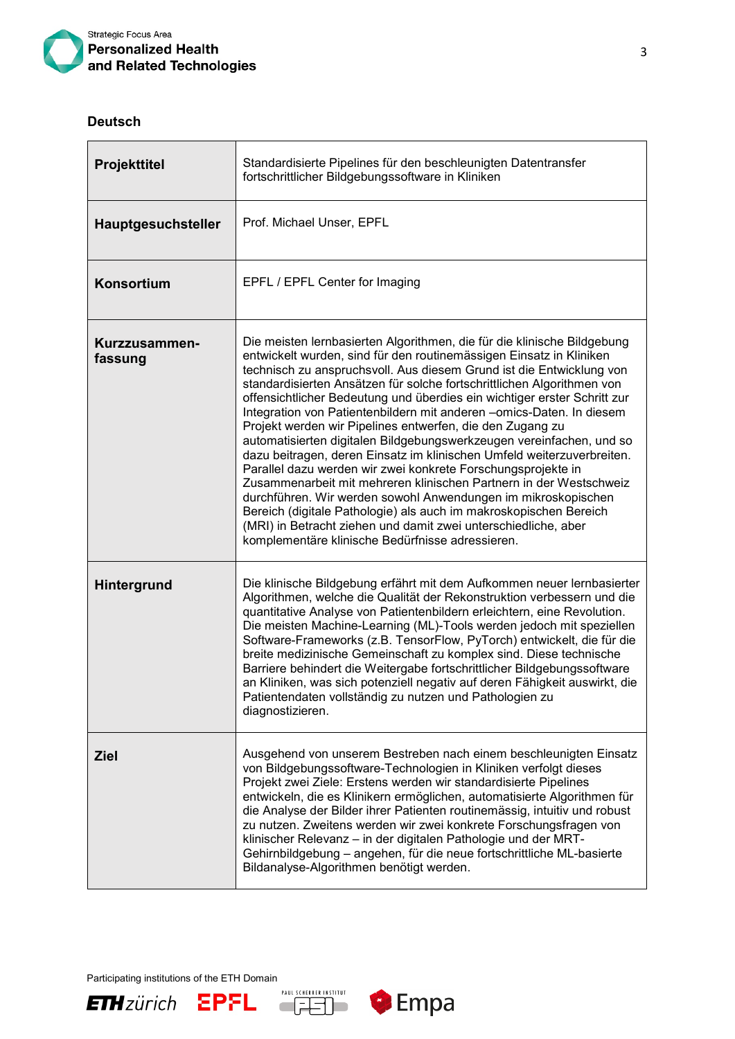**Deutsch**

| | |
|---|---|
| **Projekttitel** | Standardisierte Pipelines für den beschleunigten Datentransfer fortschrittlicher Bildgebungssoftware in Kliniken |
| **Hauptgesuchsteller** | Prof. Michael Unser, EPFL |
| **Konsortium** | EPFL / EPFL Center for Imaging |
| **Kurzzusammen-fassung** | Die meisten lernbasierten Algorithmen, die für die klinische Bildgebung entwickelt wurden, sind für den routinemässigen Einsatz in Kliniken technisch zu anspruchsvoll. Aus diesem Grund ist die Entwicklung von standardisierten Ansätzen für solche fortschrittlichen Algorithmen von offensichtlicher Bedeutung und überdies ein wichtiger erster Schritt zur Integration von Patientenbildern mit anderen –omics-Daten. In diesem Projekt werden wir Pipelines entwerfen, die den Zugang zu automatisierten digitalen Bildgebungswerkzeugen vereinfachen, und so dazu beitragen, deren Einsatz im klinischen Umfeld weiterzuverbreiten. Parallel dazu werden wir zwei konkrete Forschungsprojekte in Zusammenarbeit mit mehreren klinischen Partnern in der Westschweiz durchführen. Wir werden sowohl Anwendungen im mikroskopischen Bereich (digitale Pathologie) als auch im makroskopischen Bereich (MRI) in Betracht ziehen und damit zwei unterschiedliche, aber komplementäre klinische Bedürfnisse adressieren. |
| **Hintergrund** | Die klinische Bildgebung erfährt mit dem Aufkommen neuer lernbasierter Algorithmen, welche die Qualität der Rekonstruktion verbessern und die quantitative Analyse von Patientenbildern erleichtern, eine Revolution. Die meisten Machine-Learning (ML)-Tools werden jedoch mit speziellen Software-Frameworks (z.B. TensorFlow, PyTorch) entwickelt, die für die breite medizinische Gemeinschaft zu komplex sind. Diese technische Barriere behindert die Weitergabe fortschrittlicher Bildgebungssoftware an Kliniken, was sich potenziell negativ auf deren Fähigkeit auswirkt, die Patientendaten vollständig zu nutzen und Pathologien zu diagnostizieren. |
| **Ziel** | Ausgehend von unserem Bestreben nach einem beschleunigten Einsatz von Bildgebungssoftware-Technologien in Kliniken verfolgt dieses Projekt zwei Ziele: Erstens werden wir standardisierte Pipelines entwickeln, die es Klinikern ermöglichen, automatisierte Algorithmen für die Analyse der Bilder ihrer Patienten routinemässig, intuitiv und robust zu nutzen. Zweitens werden wir zwei konkrete Forschungsfragen von klinischer Relevanz – in der digitalen Pathologie und der MRT-Gehirnbildgebung – angehen, für die neue fortschrittliche ML-basierte Bildanalyse-Algorithmen benötigt werden. |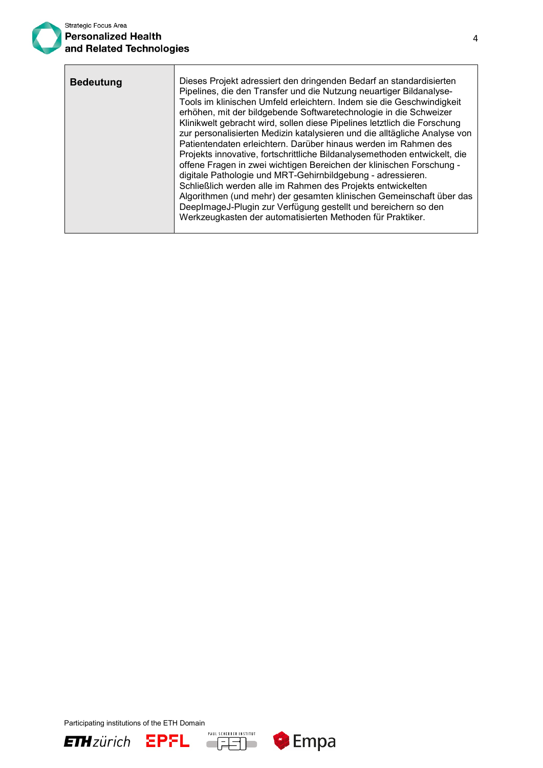| **Bedeutung** | Dieses Projekt adressiert den dringenden Bedarf an standardisierten Pipelines, die den Transfer und die Nutzung neuartiger Bildanalyse-Tools im klinischen Umfeld erleichtern. Indem sie die Geschwindigkeit erhöhen, mit der bildgebende Softwaretechnologie in die Schweizer Klinikwelt gebracht wird, sollen diese Pipelines letztlich die Forschung zur personalisierten Medizin katalysieren und die alltägliche Analyse von Patientendaten erleichtern. Darüber hinaus werden im Rahmen des Projekts innovative, fortschrittliche Bildanalysemethoden entwickelt, die offene Fragen in zwei wichtigen Bereichen der klinischen Forschung - digitale Pathologie und MRT-Gehirnbildgebung - adressieren. Schließlich werden alle im Rahmen des Projekts entwickelten Algorithmen (und mehr) der gesamten klinischen Gemeinschaft über das DeepImageJ-Plugin zur Verfügung gestellt und bereichern so den Werkzeugkasten der automatisierten Methoden für Praktiker. |
|---|---|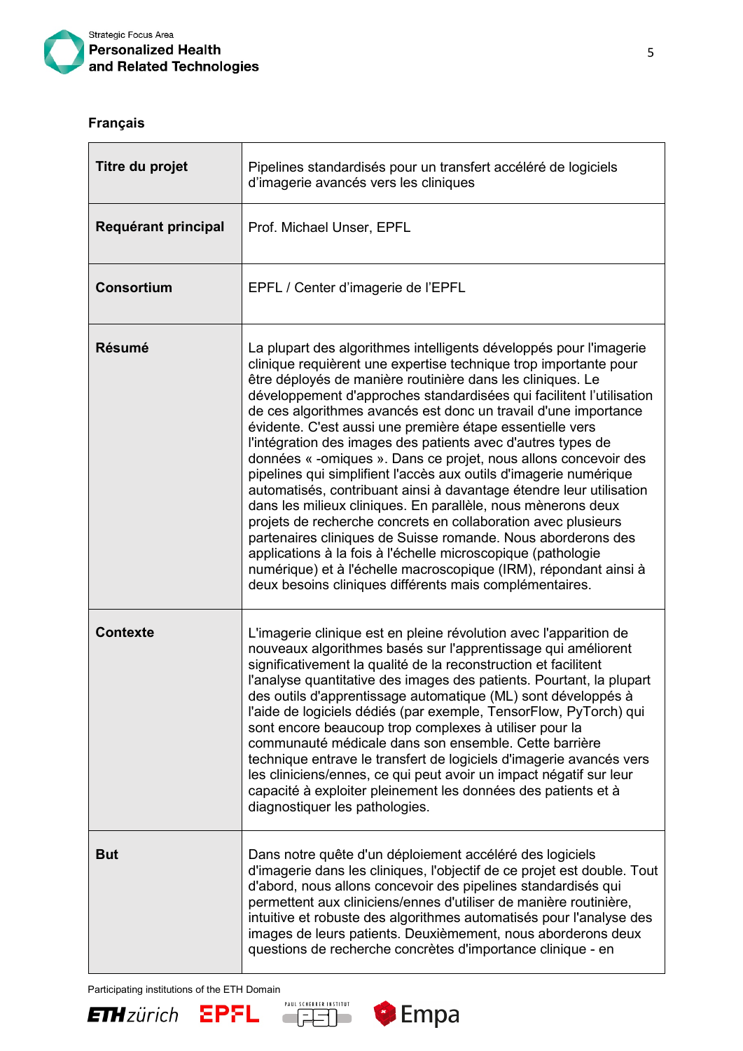**Français**

| | |
|---|---|
| **Titre du projet** | Pipelines standardisés pour un transfert accéléré de logiciels d'imagerie avancés vers les cliniques |
| **Requérant principal** | Prof. Michael Unser, EPFL |
| **Consortium** | EPFL / Center d'imagerie de l'EPFL |
| **Résumé** | La plupart des algorithmes intelligents développés pour l'imagerie clinique requièrent une expertise technique trop importante pour être déployés de manière routinière dans les cliniques. Le développement d'approches standardisées qui facilitent l'utilisation de ces algorithmes avancés est donc un travail d'une importance évidente. C'est aussi une première étape essentielle vers l'intégration des images des patients avec d'autres types de données « -omiques ». Dans ce projet, nous allons concevoir des pipelines qui simplifient l'accès aux outils d'imagerie numérique automatisés, contribuant ainsi à davantage étendre leur utilisation dans les milieux cliniques. En parallèle, nous mènerons deux projets de recherche concrets en collaboration avec plusieurs partenaires cliniques de Suisse romande. Nous aborderons des applications à la fois à l'échelle microscopique (pathologie numérique) et à l'échelle macroscopique (IRM), répondant ainsi à deux besoins cliniques différents mais complémentaires. |
| **Contexte** | L'imagerie clinique est en pleine révolution avec l'apparition de nouveaux algorithmes basés sur l'apprentissage qui améliorent significativement la qualité de la reconstruction et facilitent l'analyse quantitative des images des patients. Pourtant, la plupart des outils d'apprentissage automatique (ML) sont développés à l'aide de logiciels dédiés (par exemple, TensorFlow, PyTorch) qui sont encore beaucoup trop complexes à utiliser pour la communauté médicale dans son ensemble. Cette barrière technique entrave le transfert de logiciels d'imagerie avancés vers les cliniciens/ennes, ce qui peut avoir un impact négatif sur leur capacité à exploiter pleinement les données des patients et à diagnostiquer les pathologies. |
| **But** | Dans notre quête d'un déploiement accéléré des logiciels d'imagerie dans les cliniques, l'objectif de ce projet est double. Tout d'abord, nous allons concevoir des pipelines standardisés qui permettent aux cliniciens/ennes d'utiliser de manière routinière, intuitive et robuste des algorithmes automatisés pour l'analyse des images de leurs patients. Deuxièmement, nous aborderons deux questions de recherche concrètes d'importance clinique - en |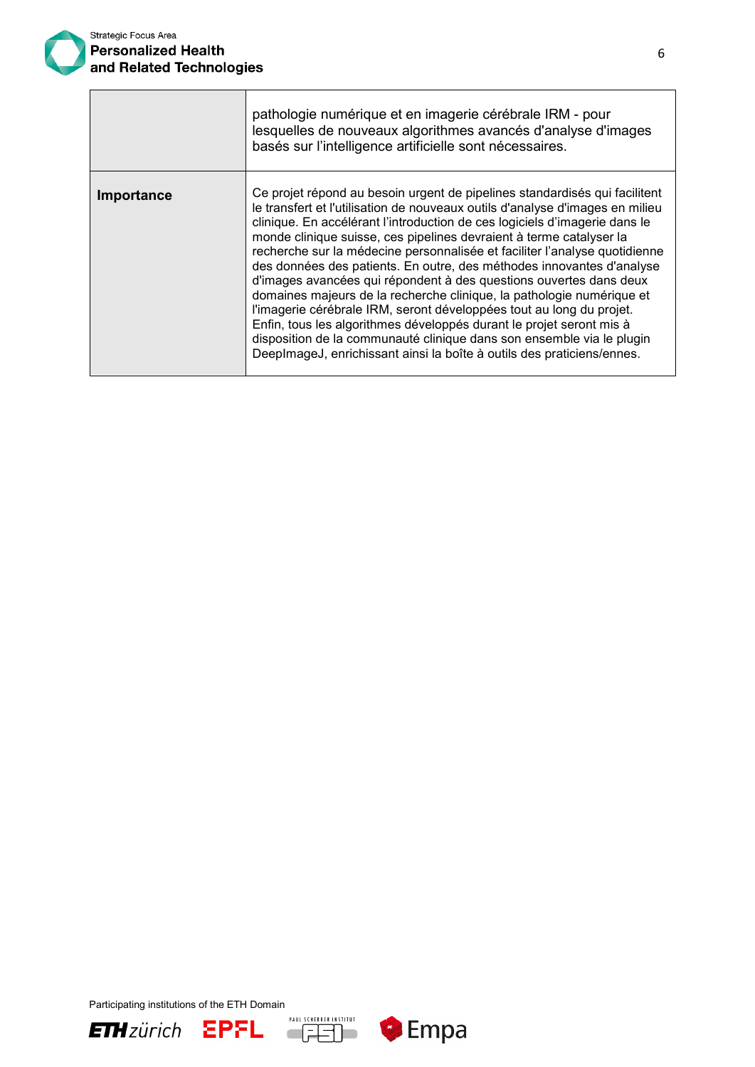| | |
|---|---|
| | pathologie numérique et en imagerie cérébrale IRM - pour lesquelles de nouveaux algorithmes avancés d'analyse d'images basés sur l'intelligence artificielle sont nécessaires. |
| **Importance** | Ce projet répond au besoin urgent de pipelines standardisés qui facilitent le transfert et l'utilisation de nouveaux outils d'analyse d'images en milieu clinique. En accélérant l'introduction de ces logiciels d'imagerie dans le monde clinique suisse, ces pipelines devraient à terme catalyser la recherche sur la médecine personnalisée et faciliter l'analyse quotidienne des données des patients. En outre, des méthodes innovantes d'analyse d'images avancées qui répondent à des questions ouvertes dans deux domaines majeurs de la recherche clinique, la pathologie numérique et l'imagerie cérébrale IRM, seront développées tout au long du projet. Enfin, tous les algorithmes développés durant le projet seront mis à disposition de la communauté clinique dans son ensemble via le plugin DeepImageJ, enrichissant ainsi la boîte à outils des praticiens/ennes. |